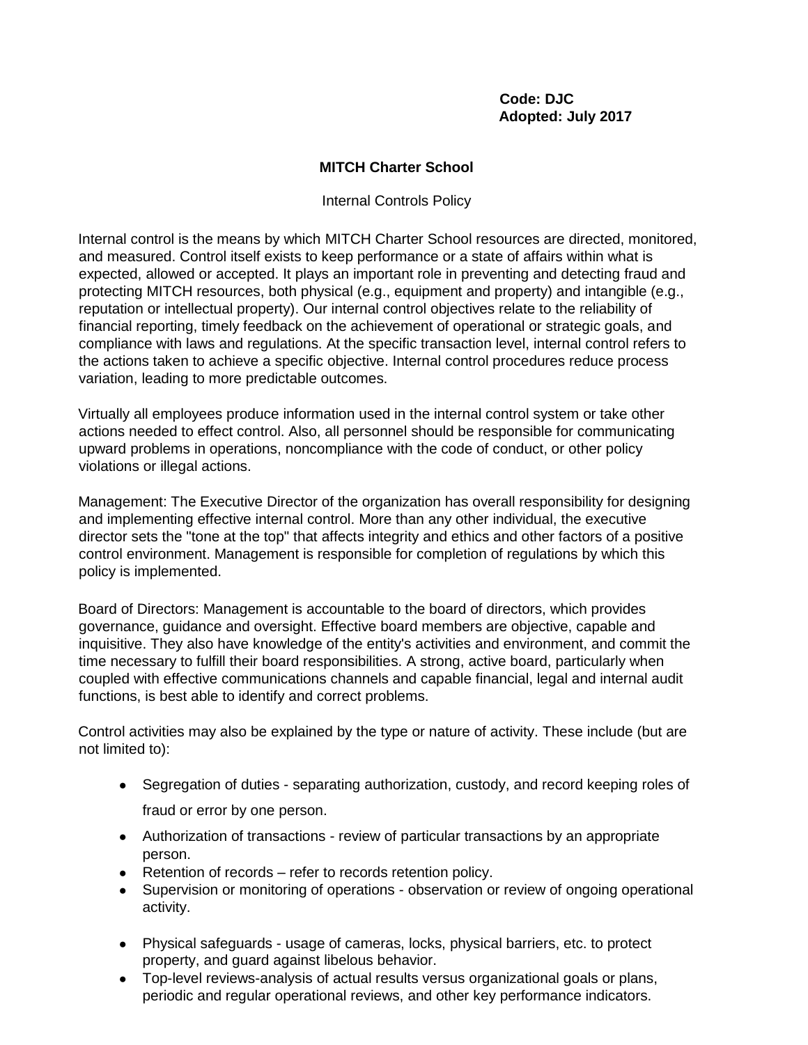**Code: DJC**
**Adopted: July 2017**

# MITCH Charter School

Internal Controls Policy

Internal control is the means by which MITCH Charter School resources are directed, monitored, and measured. Control itself exists to keep performance or a state of affairs within what is expected, allowed or accepted. It plays an important role in preventing and detecting fraud and protecting MITCH resources, both physical (e.g., equipment and property) and intangible (e.g., reputation or intellectual property). Our internal control objectives relate to the reliability of financial reporting, timely feedback on the achievement of operational or strategic goals, and compliance with laws and regulations. At the specific transaction level, internal control refers to the actions taken to achieve a specific objective. Internal control procedures reduce process variation, leading to more predictable outcomes.

Virtually all employees produce information used in the internal control system or take other actions needed to effect control. Also, all personnel should be responsible for communicating upward problems in operations, noncompliance with the code of conduct, or other policy violations or illegal actions.

Management: The Executive Director of the organization has overall responsibility for designing and implementing effective internal control. More than any other individual, the executive director sets the "tone at the top" that affects integrity and ethics and other factors of a positive control environment. Management is responsible for completion of regulations by which this policy is implemented.

Board of Directors: Management is accountable to the board of directors, which provides governance, guidance and oversight. Effective board members are objective, capable and inquisitive. They also have knowledge of the entity's activities and environment, and commit the time necessary to fulfill their board responsibilities. A strong, active board, particularly when coupled with effective communications channels and capable financial, legal and internal audit functions, is best able to identify and correct problems.

Control activities may also be explained by the type or nature of activity. These include (but are not limited to):

- Segregation of duties - separating authorization, custody, and record keeping roles of fraud or error by one person.
- Authorization of transactions - review of particular transactions by an appropriate person.
- Retention of records – refer to records retention policy.
- Supervision or monitoring of operations - observation or review of ongoing operational activity.
- Physical safeguards - usage of cameras, locks, physical barriers, etc. to protect property, and guard against libelous behavior.
- Top-level reviews-analysis of actual results versus organizational goals or plans, periodic and regular operational reviews, and other key performance indicators.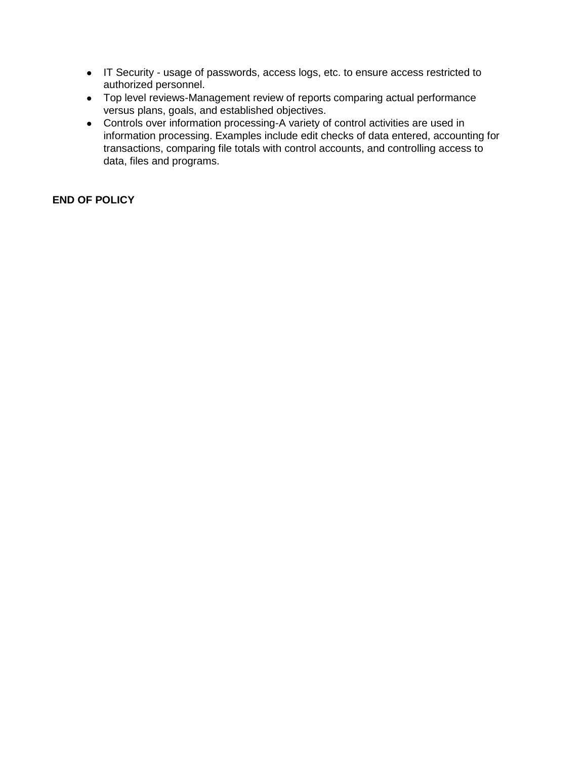- IT Security - usage of passwords, access logs, etc. to ensure access restricted to authorized personnel.
- Top level reviews-Management review of reports comparing actual performance versus plans, goals, and established objectives.
- Controls over information processing-A variety of control activities are used in information processing. Examples include edit checks of data entered, accounting for transactions, comparing file totals with control accounts, and controlling access to data, files and programs.

**END OF POLICY**